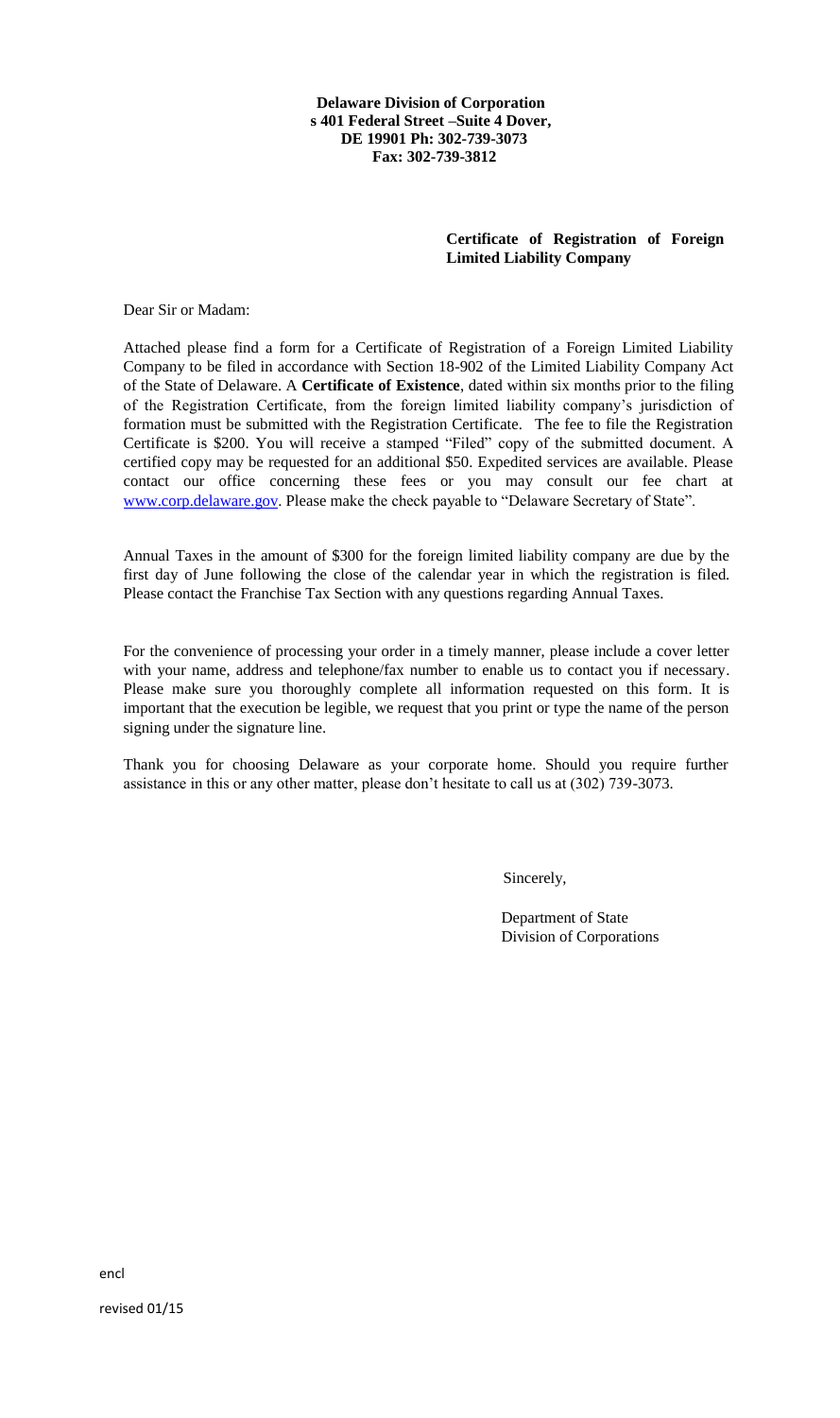**Delaware Division of Corporation**
**s 401 Federal Street –Suite 4 Dover,**
**DE 19901 Ph: 302-739-3073**
**Fax: 302-739-3812**

**Certificate of Registration of Foreign Limited Liability Company**

Dear Sir or Madam:

Attached please find a form for a Certificate of Registration of a Foreign Limited Liability Company to be filed in accordance with Section 18-902 of the Limited Liability Company Act of the State of Delaware. A **Certificate of Existence**, dated within six months prior to the filing of the Registration Certificate, from the foreign limited liability company's jurisdiction of formation must be submitted with the Registration Certificate. The fee to file the Registration Certificate is $200. You will receive a stamped "Filed" copy of the submitted document. A certified copy may be requested for an additional $50. Expedited services are available. Please contact our office concerning these fees or you may consult our fee chart at www.corp.delaware.gov. Please make the check payable to "Delaware Secretary of State".

Annual Taxes in the amount of $300 for the foreign limited liability company are due by the first day of June following the close of the calendar year in which the registration is filed. Please contact the Franchise Tax Section with any questions regarding Annual Taxes.

For the convenience of processing your order in a timely manner, please include a cover letter with your name, address and telephone/fax number to enable us to contact you if necessary. Please make sure you thoroughly complete all information requested on this form. It is important that the execution be legible, we request that you print or type the name of the person signing under the signature line.

Thank you for choosing Delaware as your corporate home. Should you require further assistance in this or any other matter, please don't hesitate to call us at (302) 739-3073.

Sincerely,

Department of State
Division of Corporations

encl

revised 01/15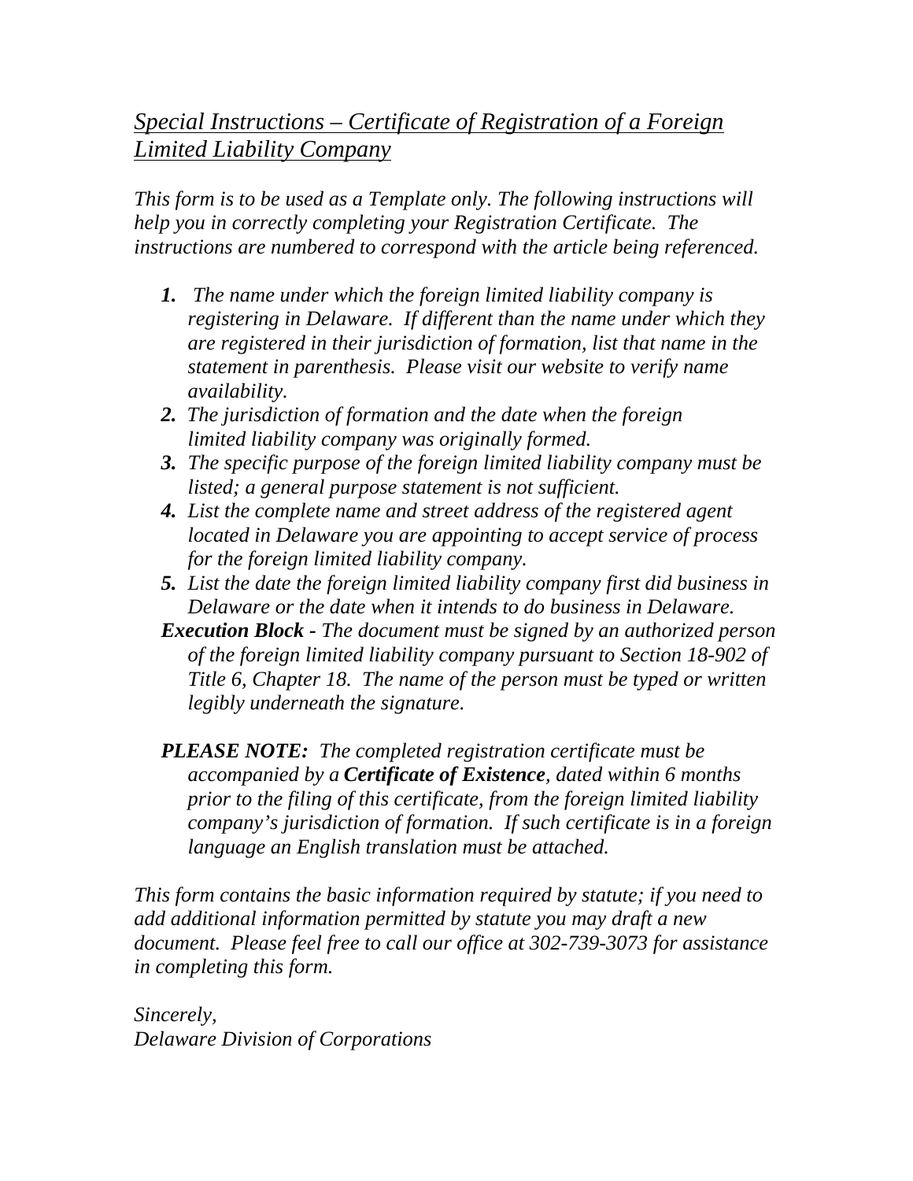## *Special Instructions – Certificate of Registration of a Foreign Limited Liability Company*

*This form is to be used as a Template only. The following instructions will help you in correctly completing your Registration Certificate. The instructions are numbered to correspond with the article being referenced.*

1. *The name under which the foreign limited liability company is registering in Delaware. If different than the name under which they are registered in their jurisdiction of formation, list that name in the statement in parenthesis. Please visit our website to verify name availability.*
2. *The jurisdiction of formation and the date when the foreign limited liability company was originally formed.*
3. *The specific purpose of the foreign limited liability company must be listed; a general purpose statement is not sufficient.*
4. *List the complete name and street address of the registered agent located in Delaware you are appointing to accept service of process for the foreign limited liability company.*
5. *List the date the foreign limited liability company first did business in Delaware or the date when it intends to do business in Delaware.*

***Execution Block -*** *The document must be signed by an authorized person of the foreign limited liability company pursuant to Section 18-902 of Title 6, Chapter 18. The name of the person must be typed or written legibly underneath the signature.*

***PLEASE NOTE:*** *The completed registration certificate must be accompanied by a* ***Certificate of Existence****, dated within 6 months prior to the filing of this certificate, from the foreign limited liability company's jurisdiction of formation. If such certificate is in a foreign language an English translation must be attached.*

*This form contains the basic information required by statute; if you need to add additional information permitted by statute you may draft a new document. Please feel free to call our office at 302-739-3073 for assistance in completing this form.*

*Sincerely,*
*Delaware Division of Corporations*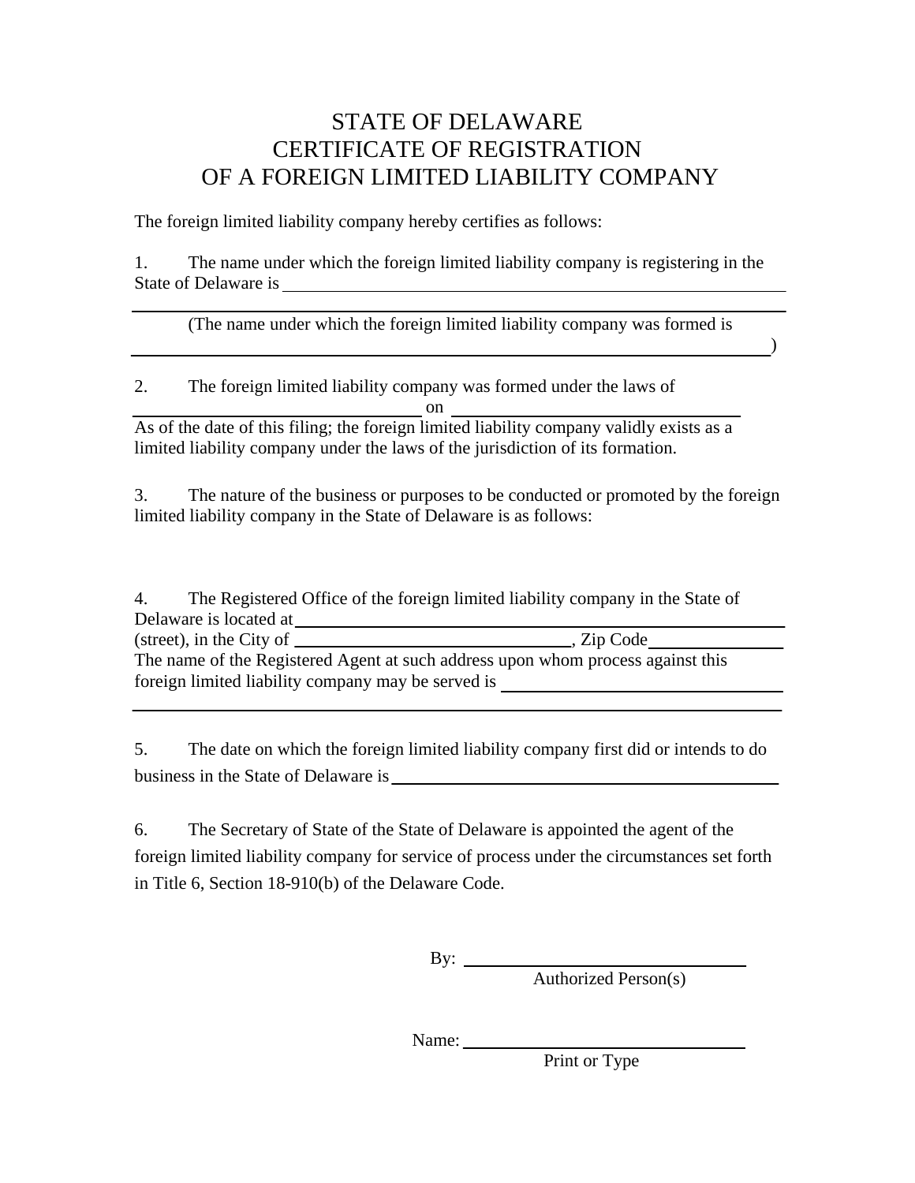# STATE OF DELAWARE
# CERTIFICATE OF REGISTRATION
# OF A FOREIGN LIMITED LIABILITY COMPANY

The foreign limited liability company hereby certifies as follows:

1. The name under which the foreign limited liability company is registering in the State of Delaware is ______________________________________________

______________________________________________

(The name under which the foreign limited liability company was formed is ______________________________________________)

2. The foreign limited liability company was formed under the laws of ______________________ on ______________________

As of the date of this filing; the foreign limited liability company validly exists as a limited liability company under the laws of the jurisdiction of its formation.

3. The nature of the business or purposes to be conducted or promoted by the foreign limited liability company in the State of Delaware is as follows:

4. The Registered Office of the foreign limited liability company in the State of Delaware is located at ______________________________________________ (street), in the City of ______________________, Zip Code ____________

The name of the Registered Agent at such address upon whom process against this foreign limited liability company may be served is ______________________

______________________________________________

5. The date on which the foreign limited liability company first did or intends to do business in the State of Delaware is ______________________________

6. The Secretary of State of the State of Delaware is appointed the agent of the foreign limited liability company for service of process under the circumstances set forth in Title 6, Section 18-910(b) of the Delaware Code.

By: ______________________________
Authorized Person(s)

Name: ______________________________
Print or Type